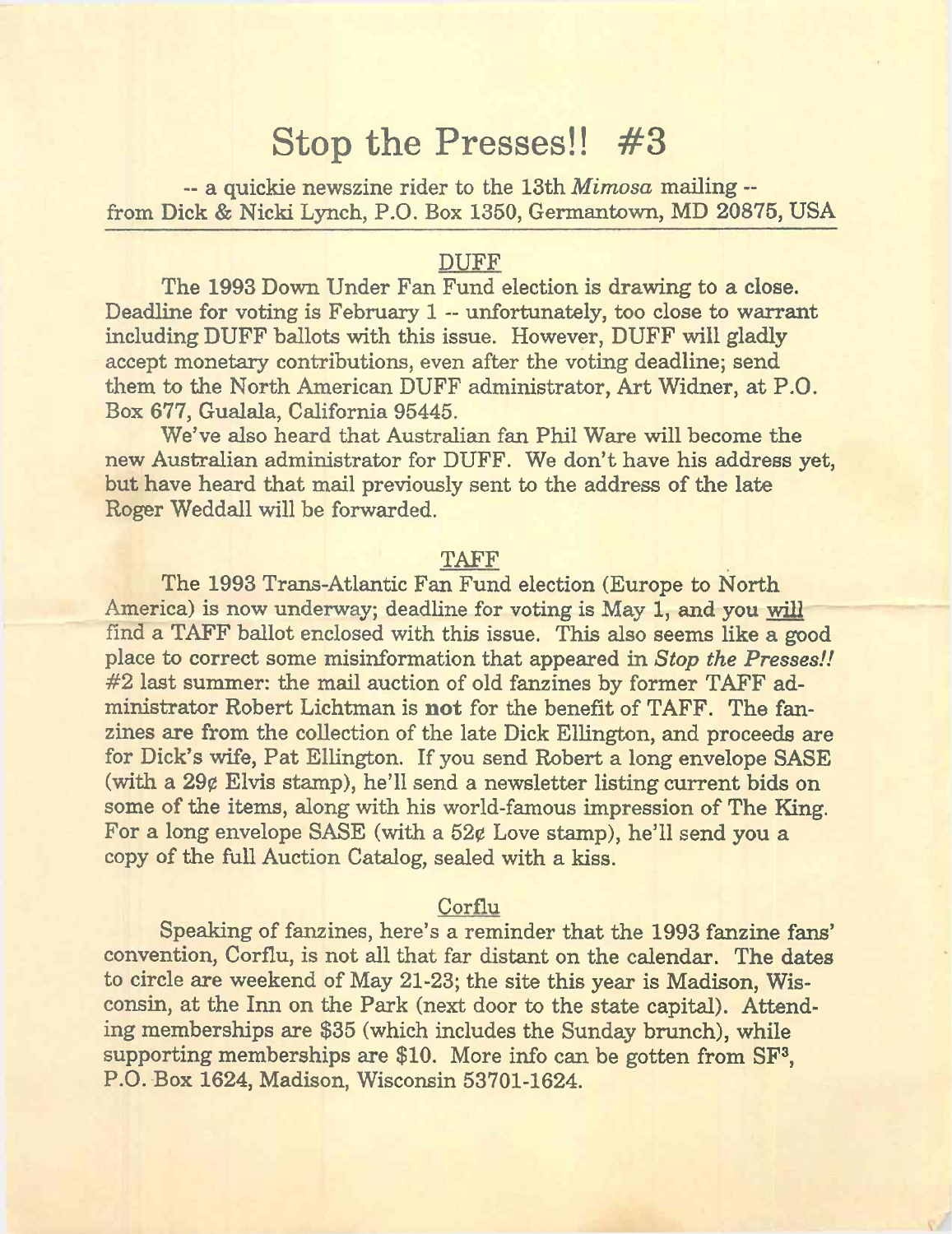# Stop the Presses!! #3

-- a quickie newszine rider to the 13th *Mimosa* mailing --
from Dick & Nicki Lynch, P.O. Box 1350, Germantown, MD 20875, USA

## DUFF

The 1993 Down Under Fan Fund election is drawing to a close. Deadline for voting is February 1 -- unfortunately, too close to warrant including DUFF ballots with this issue. However, DUFF will gladly accept monetary contributions, even after the voting deadline; send them to the North American DUFF administrator, Art Widner, at P.O. Box 677, Gualala, California 95445.

We've also heard that Australian fan Phil Ware will become the new Australian administrator for DUFF. We don't have his address yet, but have heard that mail previously sent to the address of the late Roger Weddall will be forwarded.

## TAFF

The 1993 Trans-Atlantic Fan Fund election (Europe to North America) is now underway; deadline for voting is May 1, and you will find a TAFF ballot enclosed with this issue. This also seems like a good place to correct some misinformation that appeared in *Stop the Presses!!* #2 last summer: the mail auction of old fanzines by former TAFF administrator Robert Lichtman is **not** for the benefit of TAFF. The fanzines are from the collection of the late Dick Ellington, and proceeds are for Dick's wife, Pat Ellington. If you send Robert a long envelope SASE (with a 29¢ Elvis stamp), he'll send a newsletter listing current bids on some of the items, along with his world-famous impression of The King. For a long envelope SASE (with a 52¢ Love stamp), he'll send you a copy of the full Auction Catalog, sealed with a kiss.

## Corflu

Speaking of fanzines, here's a reminder that the 1993 fanzine fans' convention, Corflu, is not all that far distant on the calendar. The dates to circle are weekend of May 21-23; the site this year is Madison, Wisconsin, at the Inn on the Park (next door to the state capital). Attending memberships are $35 (which includes the Sunday brunch), while supporting memberships are $10. More info can be gotten from SF³, P.O. Box 1624, Madison, Wisconsin 53701-1624.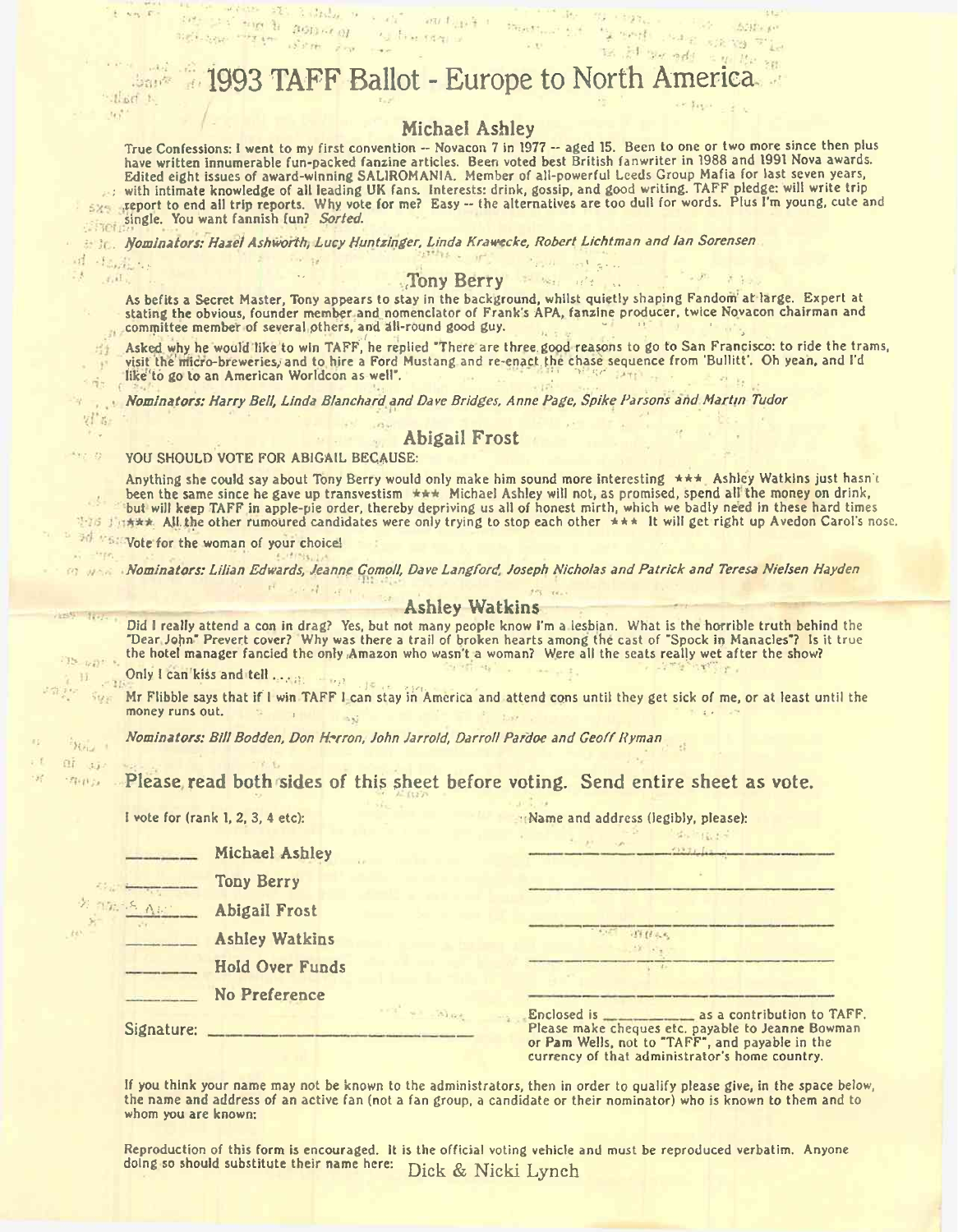# 1993 TAFF Ballot - Europe to North America

## Michael Ashley

True Confessions: I went to my first convention -- Novacon 7 in 1977 -- aged 15. Been to one or two more since then plus have written innumerable fun-packed fanzine articles. Been voted best British fanwriter in 1988 and 1991 Nova awards. Edited eight issues of award-winning SALIROMANIA. Member of all-powerful Leeds Group Mafia for last seven years, with intimate knowledge of all leading UK fans. Interests: drink, gossip, and good writing. TAFF pledge: will write trip report to end all trip reports. Why vote for me? Easy -- the alternatives are too dull for words. Plus I'm young, cute and single. You want fannish fun? *Sorted.*

*Nominators: Hazel Ashworth, Lucy Huntzinger, Linda Krawecke, Robert Lichtman and Ian Sorensen*

## Tony Berry

As befits a Secret Master, Tony appears to stay in the background, whilst quietly shaping Fandom at large. Expert at stating the obvious, founder member and nomenclator of Frank's APA, fanzine producer, twice Novacon chairman and committee member of several others, and all-round good guy.

Asked why he would like to win TAFF, he replied "There are three good reasons to go to San Francisco: to ride the trams, visit the micro-breweries, and to hire a Ford Mustang and re-enact the chase sequence from 'Bullitt'. Oh yeah, and I'd like to go to an American Worldcon as well".

*Nominators: Harry Bell, Linda Blanchard and Dave Bridges, Anne Page, Spike Parsons and Martin Tudor*

## Abigail Frost

YOU SHOULD VOTE FOR ABIGAIL BECAUSE:

Anything she could say about Tony Berry would only make him sound more interesting *** Ashley Watkins just hasn't been the same since he gave up transvestism *** Michael Ashley will not, as promised, spend all the money on drink, but will keep TAFF in apple-pie order, thereby depriving us all of honest mirth, which we badly need in these hard times *** All the other rumoured candidates were only trying to stop each other *** It will get right up Avedon Carol's nose.

Vote for the woman of your choice!

*Nominators: Lilian Edwards, Jeanne Gomoll, Dave Langford, Joseph Nicholas and Patrick and Teresa Nielsen Hayden*

## Ashley Watkins

Did I really attend a con in drag? Yes, but not many people know I'm a lesbian. What is the horrible truth behind the "Dear John" Prevert cover? Why was there a trail of broken hearts among the cast of "Spock in Manacles"? Is it true the hotel manager fancied the only Amazon who wasn't a woman? Were all the seats really wet after the show?

Only I can kiss and tell . . .

Mr Flibble says that if I win TAFF I can stay in America and attend cons until they get sick of me, or at least until the money runs out.

*Nominators: Bill Bodden, Don Herron, John Jarrold, Darroll Pardoe and Geoff Ryman*

**Please read both sides of this sheet before voting. Send entire sheet as vote.**

I vote for (rank 1, 2, 3, 4 etc):

______ Michael Ashley
______ Tony Berry
______ Abigail Frost
______ Ashley Watkins
______ Hold Over Funds
______ No Preference

Signature: ______________________

Name and address (legibly, please):

______________________
______________________
______________________
______________________
______________________

Enclosed is __________ as a contribution to TAFF. Please make cheques etc. payable to Jeanne Bowman or Pam Wells, not to "TAFF", and payable in the currency of that administrator's home country.

If you think your name may not be known to the administrators, then in order to qualify please give, in the space below, the name and address of an active fan (not a fan group, a candidate or their nominator) who is known to them and to whom you are known:

Reproduction of this form is encouraged. It is the official voting vehicle and must be reproduced verbatim. Anyone doing so should substitute their name here: Dick & Nicki Lynch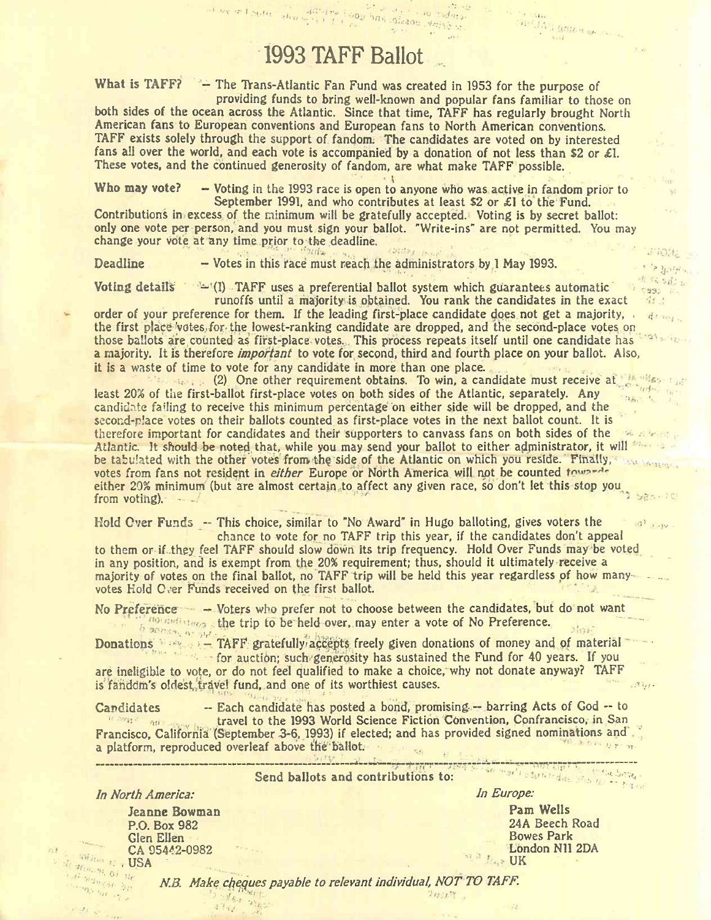# 1993 TAFF Ballot

**What is TAFF?** – The Trans-Atlantic Fan Fund was created in 1953 for the purpose of providing funds to bring well-known and popular fans familiar to those on both sides of the ocean across the Atlantic. Since that time, TAFF has regularly brought North American fans to European conventions and European fans to North American conventions. TAFF exists solely through the support of fandom. The candidates are voted on by interested fans all over the world, and each vote is accompanied by a donation of not less than $2 or £1. These votes, and the continued generosity of fandom, are what make TAFF possible.

**Who may vote?** – Voting in the 1993 race is open to anyone who was active in fandom prior to September 1991, and who contributes at least $2 or £1 to the Fund. Contributions in excess of the minimum will be gratefully accepted. Voting is by secret ballot: only one vote per person, and you must sign your ballot. "Write-ins" are not permitted. You may change your vote at any time prior to the deadline.

**Deadline** – Votes in this race must reach the administrators by 1 May 1993.

**Voting details** – (1) TAFF uses a preferential ballot system which guarantees automatic runoffs until a majority is obtained. You rank the candidates in the exact order of your preference for them. If the leading first-place candidate does not get a majority, the first place votes for the lowest-ranking candidate are dropped, and the second-place votes on those ballots are counted as first-place votes. This process repeats itself until one candidate has a majority. It is therefore *important* to vote for second, third and fourth place on your ballot. Also, it is a waste of time to vote for any candidate in more than one place.

(2) One other requirement obtains. To win, a candidate must receive at least 20% of the first-ballot first-place votes on both sides of the Atlantic, separately. Any candidate failing to receive this minimum percentage on either side will be dropped, and the second-place votes on their ballots counted as first-place votes in the next ballot count. It is therefore important for candidates and their supporters to canvass fans on both sides of the Atlantic. It should be noted that, while you may send your ballot to either administrator, it will be tabulated with the other votes from the side of the Atlantic on which you reside. Finally, votes from fans not resident in *either* Europe or North America will not be counted towards either 20% minimum (but are almost certain to affect any given race, so don't let this stop you from voting).

**Hold Over Funds** -- This choice, similar to "No Award" in Hugo balloting, gives voters the chance to vote for no TAFF trip this year, if the candidates don't appeal to them or if they feel TAFF should slow down its trip frequency. Hold Over Funds may be voted in any position, and is exempt from the 20% requirement; thus, should it ultimately receive a majority of votes on the final ballot, no TAFF trip will be held this year regardless of how many votes Hold Over Funds received on the first ballot.

**No Preference** – Voters who prefer not to choose between the candidates, but do not want the trip to be held over, may enter a vote of No Preference.

**Donations** – TAFF gratefully accepts freely given donations of money and of material for auction; such generosity has sustained the Fund for 40 years. If you are ineligible to vote, or do not feel qualified to make a choice, why not donate anyway? TAFF is fandom's oldest travel fund, and one of its worthiest causes.

**Candidates** – Each candidate has posted a bond, promising -- barring Acts of God -- to travel to the 1993 World Science Fiction Convention, Confrancisco, in San Francisco, California (September 3-6, 1993) if elected; and has provided signed nominations and a platform, reproduced overleaf above the ballot.

---

Send ballots and contributions to:

*In North America:*

**Jeanne Bowman**
P.O. Box 982
Glen Ellen
CA 95442-0982
USA

*In Europe:*

**Pam Wells**
24A Beech Road
Bowes Park
London N11 2DA
UK

*N.B. Make cheques payable to relevant individual, NOT TO TAFF.*